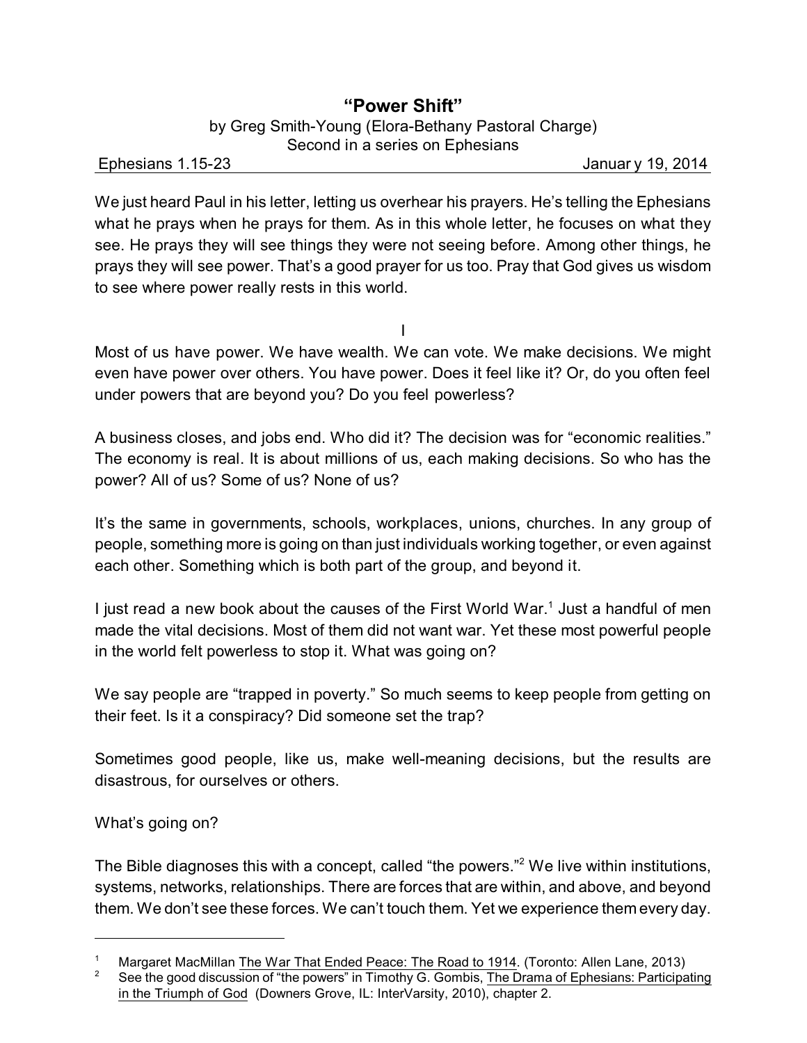# "Power Shift"

by Greg Smith-Young (Elora-Bethany Pastoral Charge)
Second in a series on Ephesians

Ephesians 1.15-23 January 19, 2014

We just heard Paul in his letter, letting us overhear his prayers. He's telling the Ephesians what he prays when he prays for them. As in this whole letter, he focuses on what they see. He prays they will see things they were not seeing before. Among other things, he prays they will see power. That's a good prayer for us too. Pray that God gives us wisdom to see where power really rests in this world.

## I

Most of us have power. We have wealth. We can vote. We make decisions. We might even have power over others. You have power. Does it feel like it? Or, do you often feel under powers that are beyond you? Do you feel powerless?

A business closes, and jobs end. Who did it? The decision was for "economic realities." The economy is real. It is about millions of us, each making decisions. So who has the power? All of us? Some of us? None of us?

It's the same in governments, schools, workplaces, unions, churches. In any group of people, something more is going on than just individuals working together, or even against each other. Something which is both part of the group, and beyond it.

I just read a new book about the causes of the First World War.[1] Just a handful of men made the vital decisions. Most of them did not want war. Yet these most powerful people in the world felt powerless to stop it. What was going on?

We say people are "trapped in poverty." So much seems to keep people from getting on their feet. Is it a conspiracy? Did someone set the trap?

Sometimes good people, like us, make well-meaning decisions, but the results are disastrous, for ourselves or others.

What's going on?

The Bible diagnoses this with a concept, called "the powers."[2] We live within institutions, systems, networks, relationships. There are forces that are within, and above, and beyond them. We don't see these forces. We can't touch them. Yet we experience them every day.

---

[1] Margaret MacMillan The War That Ended Peace: The Road to 1914. (Toronto: Allen Lane, 2013)

[2] See the good discussion of "the powers" in Timothy G. Gombis, The Drama of Ephesians: Participating in the Triumph of God (Downers Grove, IL: InterVarsity, 2010), chapter 2.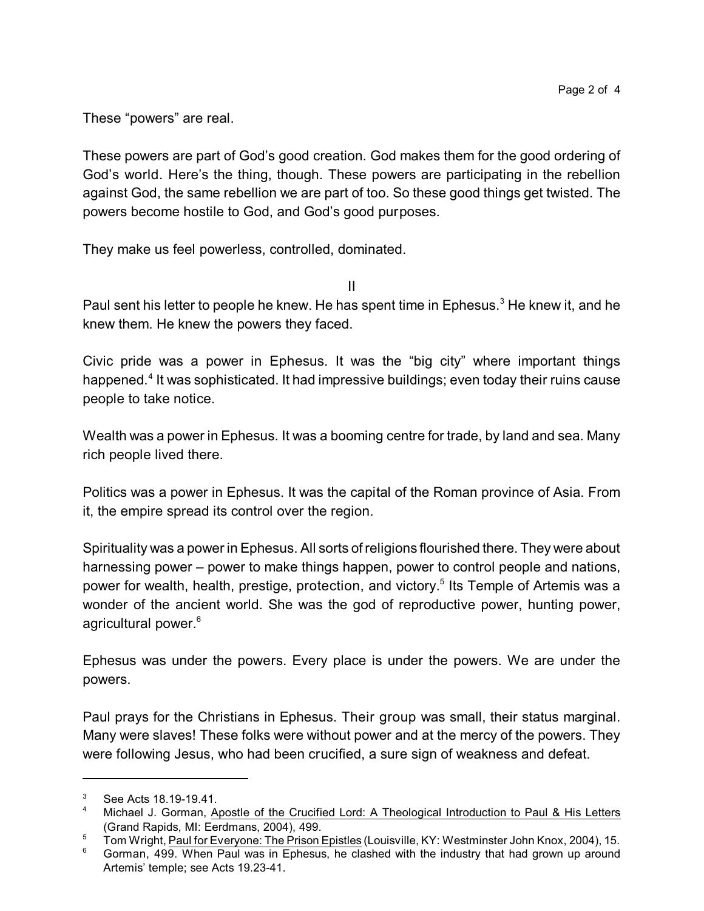These “powers” are real.

These powers are part of God’s good creation. God makes them for the good ordering of God’s world. Here’s the thing, though. These powers are participating in the rebellion against God, the same rebellion we are part of too. So these good things get twisted. The powers become hostile to God, and God’s good purposes.

They make us feel powerless, controlled, dominated.

II

Paul sent his letter to people he knew. He has spent time in Ephesus.[3] He knew it, and he knew them. He knew the powers they faced.

Civic pride was a power in Ephesus. It was the “big city” where important things happened.[4] It was sophisticated. It had impressive buildings; even today their ruins cause people to take notice.

Wealth was a power in Ephesus. It was a booming centre for trade, by land and sea. Many rich people lived there.

Politics was a power in Ephesus. It was the capital of the Roman province of Asia. From it, the empire spread its control over the region.

Spirituality was a power in Ephesus. All sorts of religions flourished there. They were about harnessing power – power to make things happen, power to control people and nations, power for wealth, health, prestige, protection, and victory.[5] Its Temple of Artemis was a wonder of the ancient world. She was the god of reproductive power, hunting power, agricultural power.[6]

Ephesus was under the powers. Every place is under the powers. We are under the powers.

Paul prays for the Christians in Ephesus. Their group was small, their status marginal. Many were slaves! These folks were without power and at the mercy of the powers. They were following Jesus, who had been crucified, a sure sign of weakness and defeat.

---

[3] See Acts 18.19-19.41.

[4] Michael J. Gorman, Apostle of the Crucified Lord: A Theological Introduction to Paul & His Letters (Grand Rapids, MI: Eerdmans, 2004), 499.

[5] Tom Wright, Paul for Everyone: The Prison Epistles (Louisville, KY: Westminster John Knox, 2004), 15.

[6] Gorman, 499. When Paul was in Ephesus, he clashed with the industry that had grown up around Artemis’ temple; see Acts 19.23-41.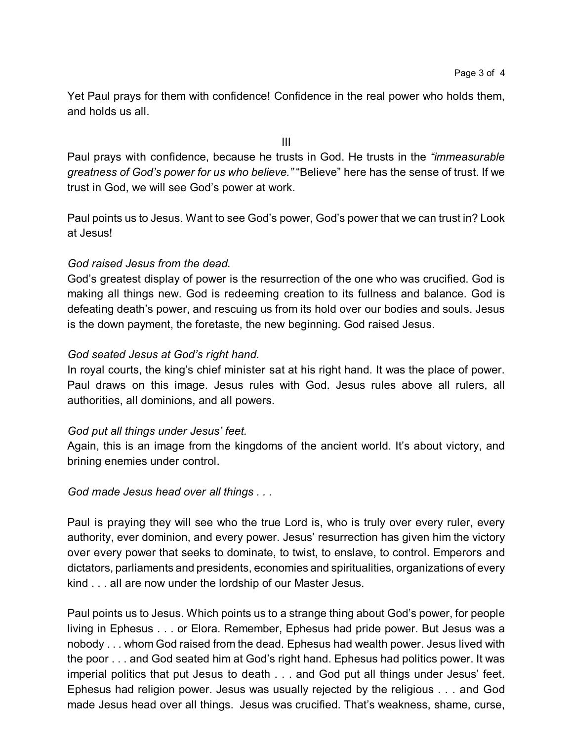Yet Paul prays for them with confidence! Confidence in the real power who holds them, and holds us all.

III

Paul prays with confidence, because he trusts in God. He trusts in the *"immeasurable greatness of God's power for us who believe."* "Believe" here has the sense of trust. If we trust in God, we will see God's power at work.

Paul points us to Jesus. Want to see God's power, God's power that we can trust in? Look at Jesus!

*God raised Jesus from the dead.*
God's greatest display of power is the resurrection of the one who was crucified. God is making all things new. God is redeeming creation to its fullness and balance. God is defeating death's power, and rescuing us from its hold over our bodies and souls. Jesus is the down payment, the foretaste, the new beginning. God raised Jesus.

*God seated Jesus at God's right hand.*
In royal courts, the king's chief minister sat at his right hand. It was the place of power. Paul draws on this image. Jesus rules with God. Jesus rules above all rulers, all authorities, all dominions, and all powers.

*God put all things under Jesus' feet.*
Again, this is an image from the kingdoms of the ancient world. It's about victory, and brining enemies under control.

*God made Jesus head over all things . . .*

Paul is praying they will see who the true Lord is, who is truly over every ruler, every authority, ever dominion, and every power. Jesus' resurrection has given him the victory over every power that seeks to dominate, to twist, to enslave, to control. Emperors and dictators, parliaments and presidents, economies and spiritualities, organizations of every kind . . . all are now under the lordship of our Master Jesus.

Paul points us to Jesus. Which points us to a strange thing about God's power, for people living in Ephesus . . . or Elora. Remember, Ephesus had pride power. But Jesus was a nobody . . . whom God raised from the dead. Ephesus had wealth power. Jesus lived with the poor . . . and God seated him at God's right hand. Ephesus had politics power. It was imperial politics that put Jesus to death . . . and God put all things under Jesus' feet. Ephesus had religion power. Jesus was usually rejected by the religious . . . and God made Jesus head over all things. Jesus was crucified. That's weakness, shame, curse,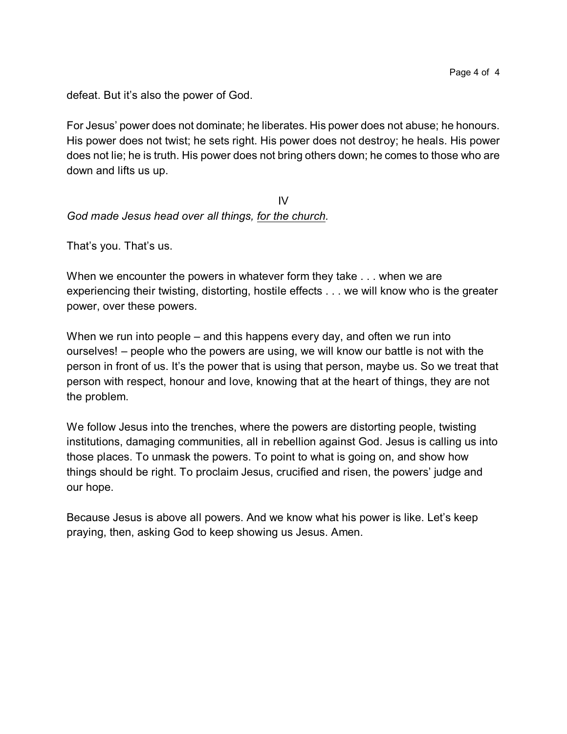defeat. But it’s also the power of God.

For Jesus’ power does not dominate; he liberates. His power does not abuse; he honours. His power does not twist; he sets right. His power does not destroy; he heals. His power does not lie; he is truth. His power does not bring others down; he comes to those who are down and lifts us up.

## IV

*God made Jesus head over all things, <u>for the church</u>.*

That’s you. That’s us.

When we encounter the powers in whatever form they take . . . when we are experiencing their twisting, distorting, hostile effects . . . we will know who is the greater power, over these powers.

When we run into people – and this happens every day, and often we run into ourselves! – people who the powers are using, we will know our battle is not with the person in front of us. It’s the power that is using that person, maybe us. So we treat that person with respect, honour and love, knowing that at the heart of things, they are not the problem.

We follow Jesus into the trenches, where the powers are distorting people, twisting institutions, damaging communities, all in rebellion against God. Jesus is calling us into those places. To unmask the powers. To point to what is going on, and show how things should be right. To proclaim Jesus, crucified and risen, the powers’ judge and our hope.

Because Jesus is above all powers. And we know what his power is like. Let’s keep praying, then, asking God to keep showing us Jesus. Amen.